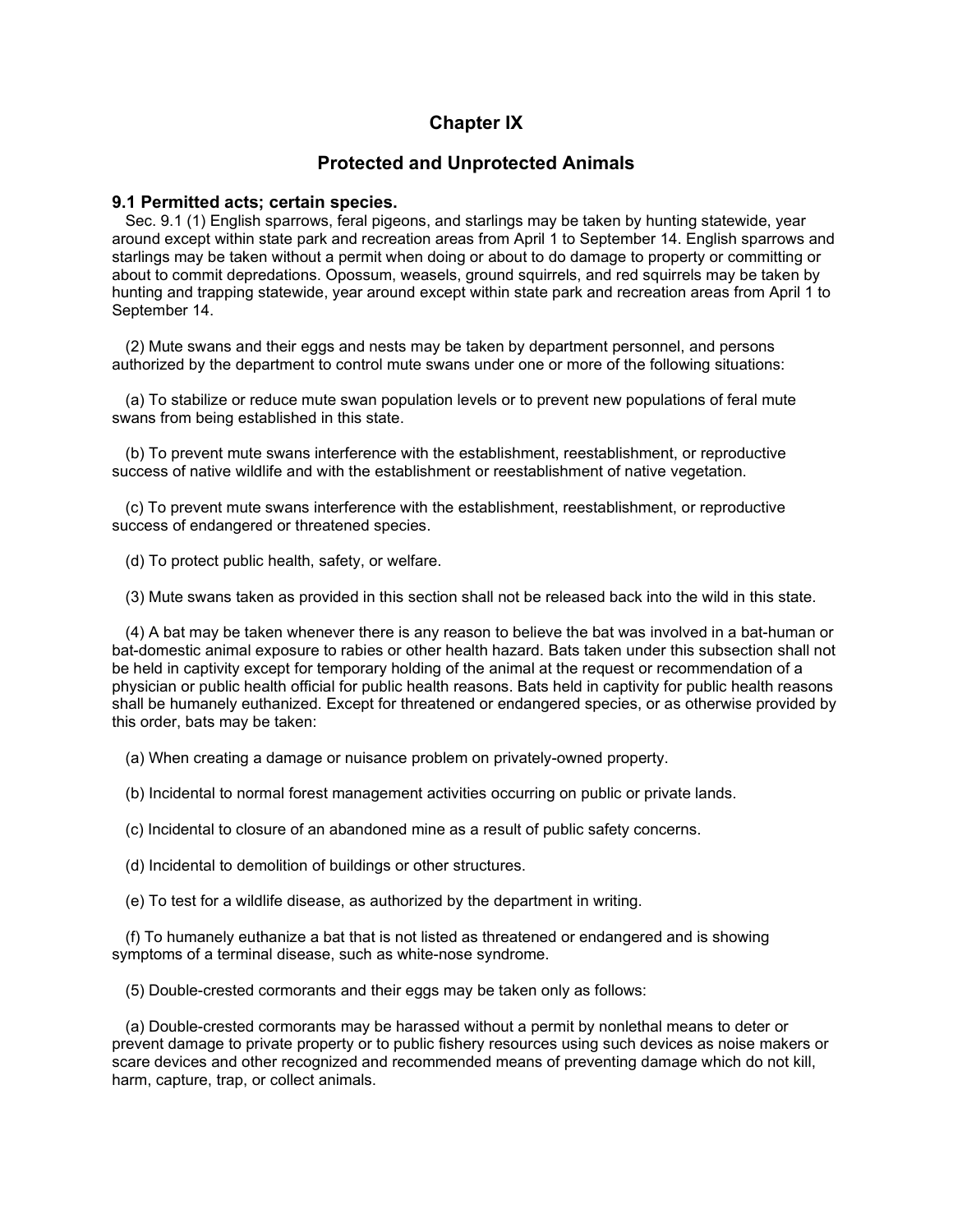# Chapter IX

## Protected and Unprotected Animals

### 9.1 Permitted acts; certain species.

Sec. 9.1 (1) English sparrows, feral pigeons, and starlings may be taken by hunting statewide, year around except within state park and recreation areas from April 1 to September 14. English sparrows and starlings may be taken without a permit when doing or about to do damage to property or committing or about to commit depredations. Opossum, weasels, ground squirrels, and red squirrels may be taken by hunting and trapping statewide, year around except within state park and recreation areas from April 1 to September 14.

(2) Mute swans and their eggs and nests may be taken by department personnel, and persons authorized by the department to control mute swans under one or more of the following situations:

(a) To stabilize or reduce mute swan population levels or to prevent new populations of feral mute swans from being established in this state.

(b) To prevent mute swans interference with the establishment, reestablishment, or reproductive success of native wildlife and with the establishment or reestablishment of native vegetation.

(c) To prevent mute swans interference with the establishment, reestablishment, or reproductive success of endangered or threatened species.

(d) To protect public health, safety, or welfare.

(3) Mute swans taken as provided in this section shall not be released back into the wild in this state.

(4) A bat may be taken whenever there is any reason to believe the bat was involved in a bat-human or bat-domestic animal exposure to rabies or other health hazard. Bats taken under this subsection shall not be held in captivity except for temporary holding of the animal at the request or recommendation of a physician or public health official for public health reasons. Bats held in captivity for public health reasons shall be humanely euthanized. Except for threatened or endangered species, or as otherwise provided by this order, bats may be taken:

(a) When creating a damage or nuisance problem on privately-owned property.

(b) Incidental to normal forest management activities occurring on public or private lands.

(c) Incidental to closure of an abandoned mine as a result of public safety concerns.

(d) Incidental to demolition of buildings or other structures.

(e) To test for a wildlife disease, as authorized by the department in writing.

(f) To humanely euthanize a bat that is not listed as threatened or endangered and is showing symptoms of a terminal disease, such as white-nose syndrome.

(5) Double-crested cormorants and their eggs may be taken only as follows:

(a) Double-crested cormorants may be harassed without a permit by nonlethal means to deter or prevent damage to private property or to public fishery resources using such devices as noise makers or scare devices and other recognized and recommended means of preventing damage which do not kill, harm, capture, trap, or collect animals.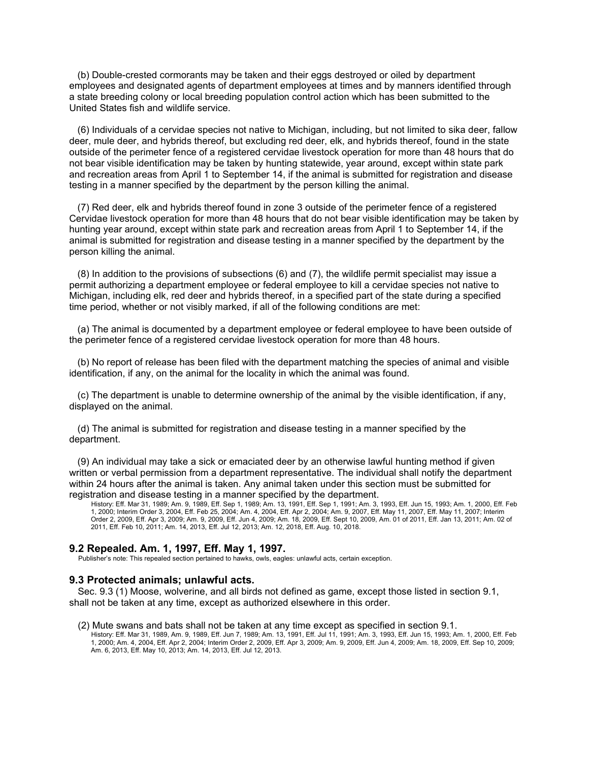(b) Double-crested cormorants may be taken and their eggs destroyed or oiled by department employees and designated agents of department employees at times and by manners identified through a state breeding colony or local breeding population control action which has been submitted to the United States fish and wildlife service.

(6) Individuals of a cervidae species not native to Michigan, including, but not limited to sika deer, fallow deer, mule deer, and hybrids thereof, but excluding red deer, elk, and hybrids thereof, found in the state outside of the perimeter fence of a registered cervidae livestock operation for more than 48 hours that do not bear visible identification may be taken by hunting statewide, year around, except within state park and recreation areas from April 1 to September 14, if the animal is submitted for registration and disease testing in a manner specified by the department by the person killing the animal.

(7) Red deer, elk and hybrids thereof found in zone 3 outside of the perimeter fence of a registered Cervidae livestock operation for more than 48 hours that do not bear visible identification may be taken by hunting year around, except within state park and recreation areas from April 1 to September 14, if the animal is submitted for registration and disease testing in a manner specified by the department by the person killing the animal.

(8) In addition to the provisions of subsections (6) and (7), the wildlife permit specialist may issue a permit authorizing a department employee or federal employee to kill a cervidae species not native to Michigan, including elk, red deer and hybrids thereof, in a specified part of the state during a specified time period, whether or not visibly marked, if all of the following conditions are met:

(a) The animal is documented by a department employee or federal employee to have been outside of the perimeter fence of a registered cervidae livestock operation for more than 48 hours.

(b) No report of release has been filed with the department matching the species of animal and visible identification, if any, on the animal for the locality in which the animal was found.

(c) The department is unable to determine ownership of the animal by the visible identification, if any, displayed on the animal.

(d) The animal is submitted for registration and disease testing in a manner specified by the department.

(9) An individual may take a sick or emaciated deer by an otherwise lawful hunting method if given written or verbal permission from a department representative. The individual shall notify the department within 24 hours after the animal is taken. Any animal taken under this section must be submitted for registration and disease testing in a manner specified by the department.

History: Eff. Mar 31, 1989; Am. 9, 1989, Eff. Sep 1, 1989; Am. 13, 1991, Eff. Sep 1, 1991; Am. 3, 1993, Eff. Jun 15, 1993; Am. 1, 2000, Eff. Feb 1, 2000; Interim Order 3, 2004, Eff. Feb 25, 2004; Am. 4, 2004, Eff. Apr 2, 2004; Am. 9, 2007, Eff. May 11, 2007, Eff. May 11, 2007; Interim Order 2, 2009, Eff. Apr 3, 2009; Am. 9, 2009, Eff. Jun 4, 2009; Am. 18, 2009, Eff. Sept 10, 2009, Am. 01 of 2011, Eff. Jan 13, 2011; Am. 02 of 2011, Eff. Feb 10, 2011; Am. 14, 2013, Eff. Jul 12, 2013; Am. 12, 2018, Eff. Aug. 10, 2018.

### 9.2 Repealed. Am. 1, 1997, Eff. May 1, 1997.

Publisher's note: This repealed section pertained to hawks, owls, eagles: unlawful acts, certain exception.

### 9.3 Protected animals; unlawful acts.

Sec. 9.3 (1) Moose, wolverine, and all birds not defined as game, except those listed in section 9.1, shall not be taken at any time, except as authorized elsewhere in this order.

(2) Mute swans and bats shall not be taken at any time except as specified in section 9.1.

History: Eff. Mar 31, 1989, Am. 9, 1989, Eff. Jun 7, 1989; Am. 13, 1991, Eff. Jul 11, 1991; Am. 3, 1993, Eff. Jun 15, 1993; Am. 1, 2000, Eff. Feb 1, 2000; Am. 4, 2004, Eff. Apr 2, 2004; Interim Order 2, 2009, Eff. Apr 3, 2009; Am. 9, 2009, Eff. Jun 4, 2009; Am. 18, 2009, Eff. Sep 10, 2009; Am. 6, 2013, Eff. May 10, 2013; Am. 14, 2013, Eff. Jul 12, 2013.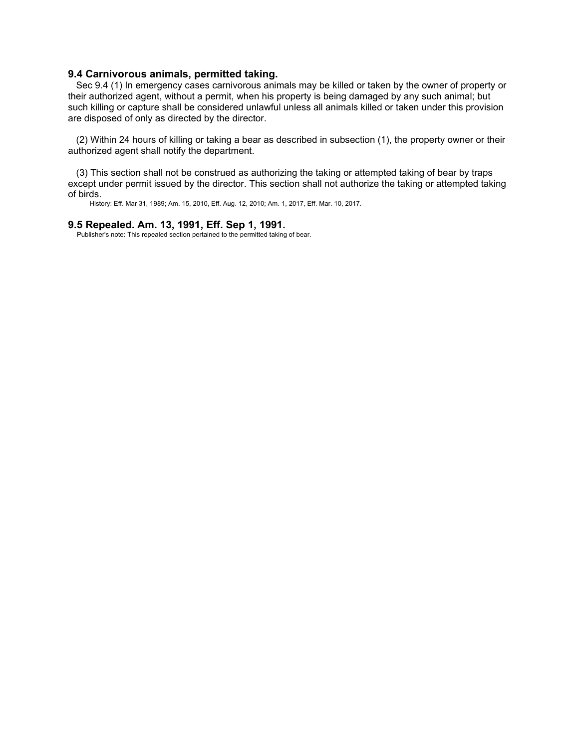### 9.4 Carnivorous animals, permitted taking.

Sec 9.4 (1) In emergency cases carnivorous animals may be killed or taken by the owner of property or their authorized agent, without a permit, when his property is being damaged by any such animal; but such killing or capture shall be considered unlawful unless all animals killed or taken under this provision are disposed of only as directed by the director.

(2) Within 24 hours of killing or taking a bear as described in subsection (1), the property owner or their authorized agent shall notify the department.

(3) This section shall not be construed as authorizing the taking or attempted taking of bear by traps except under permit issued by the director. This section shall not authorize the taking or attempted taking of birds.

History: Eff. Mar 31, 1989; Am. 15, 2010, Eff. Aug. 12, 2010; Am. 1, 2017, Eff. Mar. 10, 2017.

### 9.5 Repealed. Am. 13, 1991, Eff. Sep 1, 1991.

Publisher's note: This repealed section pertained to the permitted taking of bear.